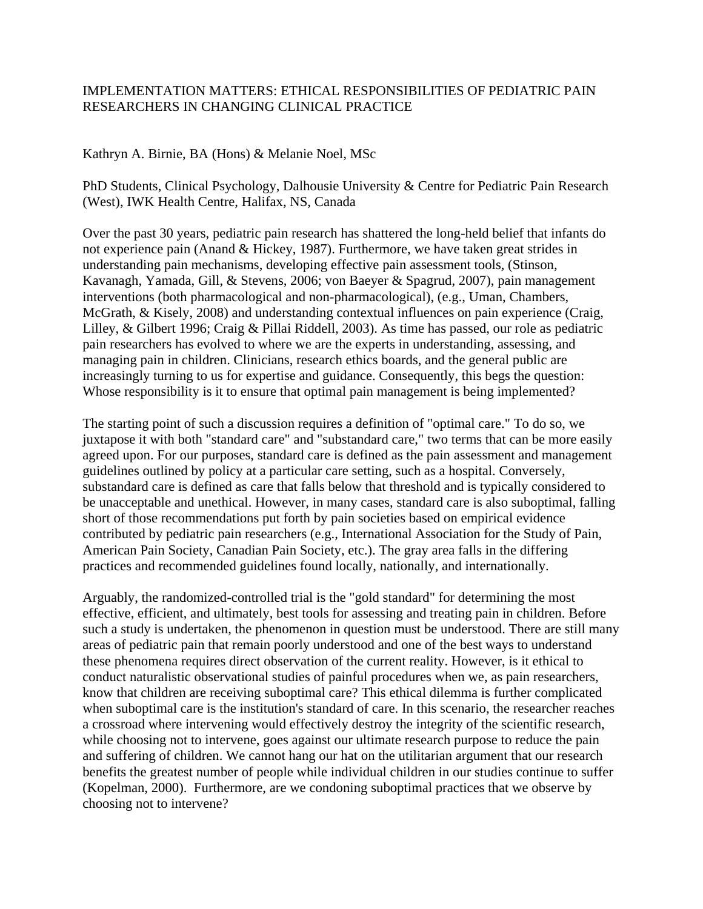# IMPLEMENTATION MATTERS: ETHICAL RESPONSIBILITIES OF PEDIATRIC PAIN RESEARCHERS IN CHANGING CLINICAL PRACTICE

Kathryn A. Birnie, BA (Hons) & Melanie Noel, MSc

PhD Students, Clinical Psychology, Dalhousie University & Centre for Pediatric Pain Research (West), IWK Health Centre, Halifax, NS, Canada

Over the past 30 years, pediatric pain research has shattered the long-held belief that infants do not experience pain (Anand & Hickey, 1987). Furthermore, we have taken great strides in understanding pain mechanisms, developing effective pain assessment tools, (Stinson, Kavanagh, Yamada, Gill, & Stevens, 2006; von Baeyer & Spagrud, 2007), pain management interventions (both pharmacological and non-pharmacological), (e.g., Uman, Chambers, McGrath, & Kisely, 2008) and understanding contextual influences on pain experience (Craig, Lilley, & Gilbert 1996; Craig & Pillai Riddell, 2003). As time has passed, our role as pediatric pain researchers has evolved to where we are the experts in understanding, assessing, and managing pain in children. Clinicians, research ethics boards, and the general public are increasingly turning to us for expertise and guidance. Consequently, this begs the question: Whose responsibility is it to ensure that optimal pain management is being implemented?

The starting point of such a discussion requires a definition of "optimal care." To do so, we juxtapose it with both "standard care" and "substandard care," two terms that can be more easily agreed upon. For our purposes, standard care is defined as the pain assessment and management guidelines outlined by policy at a particular care setting, such as a hospital. Conversely, substandard care is defined as care that falls below that threshold and is typically considered to be unacceptable and unethical. However, in many cases, standard care is also suboptimal, falling short of those recommendations put forth by pain societies based on empirical evidence contributed by pediatric pain researchers (e.g., International Association for the Study of Pain, American Pain Society, Canadian Pain Society, etc.). The gray area falls in the differing practices and recommended guidelines found locally, nationally, and internationally.

Arguably, the randomized-controlled trial is the "gold standard" for determining the most effective, efficient, and ultimately, best tools for assessing and treating pain in children. Before such a study is undertaken, the phenomenon in question must be understood. There are still many areas of pediatric pain that remain poorly understood and one of the best ways to understand these phenomena requires direct observation of the current reality. However, is it ethical to conduct naturalistic observational studies of painful procedures when we, as pain researchers, know that children are receiving suboptimal care? This ethical dilemma is further complicated when suboptimal care is the institution's standard of care. In this scenario, the researcher reaches a crossroad where intervening would effectively destroy the integrity of the scientific research, while choosing not to intervene, goes against our ultimate research purpose to reduce the pain and suffering of children. We cannot hang our hat on the utilitarian argument that our research benefits the greatest number of people while individual children in our studies continue to suffer (Kopelman, 2000). Furthermore, are we condoning suboptimal practices that we observe by choosing not to intervene?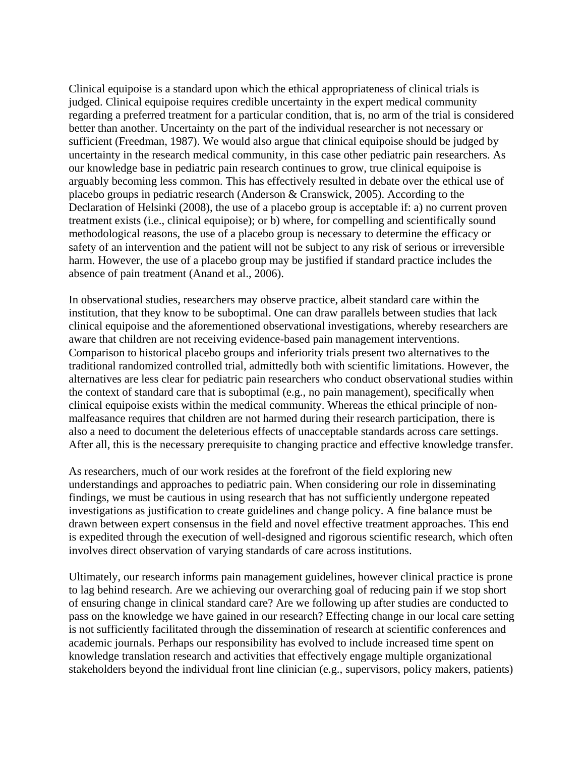Clinical equipoise is a standard upon which the ethical appropriateness of clinical trials is judged. Clinical equipoise requires credible uncertainty in the expert medical community regarding a preferred treatment for a particular condition, that is, no arm of the trial is considered better than another. Uncertainty on the part of the individual researcher is not necessary or sufficient (Freedman, 1987). We would also argue that clinical equipoise should be judged by uncertainty in the research medical community, in this case other pediatric pain researchers. As our knowledge base in pediatric pain research continues to grow, true clinical equipoise is arguably becoming less common. This has effectively resulted in debate over the ethical use of placebo groups in pediatric research (Anderson & Cranswick, 2005). According to the Declaration of Helsinki (2008), the use of a placebo group is acceptable if: a) no current proven treatment exists (i.e., clinical equipoise); or b) where, for compelling and scientifically sound methodological reasons, the use of a placebo group is necessary to determine the efficacy or safety of an intervention and the patient will not be subject to any risk of serious or irreversible harm. However, the use of a placebo group may be justified if standard practice includes the absence of pain treatment (Anand et al., 2006).

In observational studies, researchers may observe practice, albeit standard care within the institution, that they know to be suboptimal. One can draw parallels between studies that lack clinical equipoise and the aforementioned observational investigations, whereby researchers are aware that children are not receiving evidence-based pain management interventions. Comparison to historical placebo groups and inferiority trials present two alternatives to the traditional randomized controlled trial, admittedly both with scientific limitations. However, the alternatives are less clear for pediatric pain researchers who conduct observational studies within the context of standard care that is suboptimal (e.g., no pain management), specifically when clinical equipoise exists within the medical community. Whereas the ethical principle of non-malfeasance requires that children are not harmed during their research participation, there is also a need to document the deleterious effects of unacceptable standards across care settings. After all, this is the necessary prerequisite to changing practice and effective knowledge transfer.

As researchers, much of our work resides at the forefront of the field exploring new understandings and approaches to pediatric pain. When considering our role in disseminating findings, we must be cautious in using research that has not sufficiently undergone repeated investigations as justification to create guidelines and change policy. A fine balance must be drawn between expert consensus in the field and novel effective treatment approaches. This end is expedited through the execution of well-designed and rigorous scientific research, which often involves direct observation of varying standards of care across institutions.

Ultimately, our research informs pain management guidelines, however clinical practice is prone to lag behind research. Are we achieving our overarching goal of reducing pain if we stop short of ensuring change in clinical standard care? Are we following up after studies are conducted to pass on the knowledge we have gained in our research? Effecting change in our local care setting is not sufficiently facilitated through the dissemination of research at scientific conferences and academic journals. Perhaps our responsibility has evolved to include increased time spent on knowledge translation research and activities that effectively engage multiple organizational stakeholders beyond the individual front line clinician (e.g., supervisors, policy makers, patients)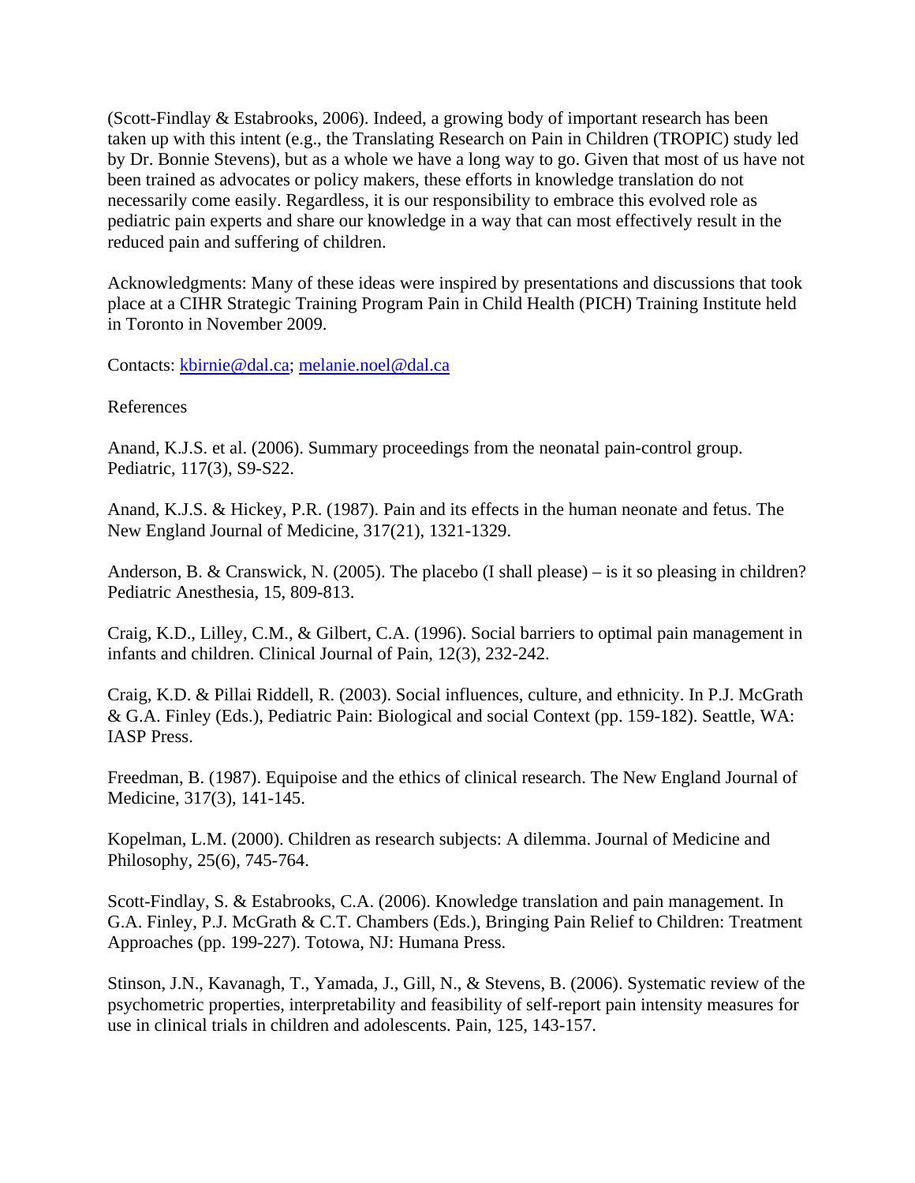(Scott-Findlay & Estabrooks, 2006). Indeed, a growing body of important research has been taken up with this intent (e.g., the Translating Research on Pain in Children (TROPIC) study led by Dr. Bonnie Stevens), but as a whole we have a long way to go. Given that most of us have not been trained as advocates or policy makers, these efforts in knowledge translation do not necessarily come easily. Regardless, it is our responsibility to embrace this evolved role as pediatric pain experts and share our knowledge in a way that can most effectively result in the reduced pain and suffering of children.

Acknowledgments: Many of these ideas were inspired by presentations and discussions that took place at a CIHR Strategic Training Program Pain in Child Health (PICH) Training Institute held in Toronto in November 2009.

Contacts: [kbirnie@dal.ca](mailto:kbirnie@dal.ca); [melanie.noel@dal.ca](mailto:melanie.noel@dal.ca)

References

Anand, K.J.S. et al. (2006). Summary proceedings from the neonatal pain-control group. Pediatric, 117(3), S9-S22.

Anand, K.J.S. & Hickey, P.R. (1987). Pain and its effects in the human neonate and fetus. The New England Journal of Medicine, 317(21), 1321-1329.

Anderson, B. & Cranswick, N. (2005). The placebo (I shall please) – is it so pleasing in children? Pediatric Anesthesia, 15, 809-813.

Craig, K.D., Lilley, C.M., & Gilbert, C.A. (1996). Social barriers to optimal pain management in infants and children. Clinical Journal of Pain, 12(3), 232-242.

Craig, K.D. & Pillai Riddell, R. (2003). Social influences, culture, and ethnicity. In P.J. McGrath & G.A. Finley (Eds.), Pediatric Pain: Biological and social Context (pp. 159-182). Seattle, WA: IASP Press.

Freedman, B. (1987). Equipoise and the ethics of clinical research. The New England Journal of Medicine, 317(3), 141-145.

Kopelman, L.M. (2000). Children as research subjects: A dilemma. Journal of Medicine and Philosophy, 25(6), 745-764.

Scott-Findlay, S. & Estabrooks, C.A. (2006). Knowledge translation and pain management. In G.A. Finley, P.J. McGrath & C.T. Chambers (Eds.), Bringing Pain Relief to Children: Treatment Approaches (pp. 199-227). Totowa, NJ: Humana Press.

Stinson, J.N., Kavanagh, T., Yamada, J., Gill, N., & Stevens, B. (2006). Systematic review of the psychometric properties, interpretability and feasibility of self-report pain intensity measures for use in clinical trials in children and adolescents. Pain, 125, 143-157.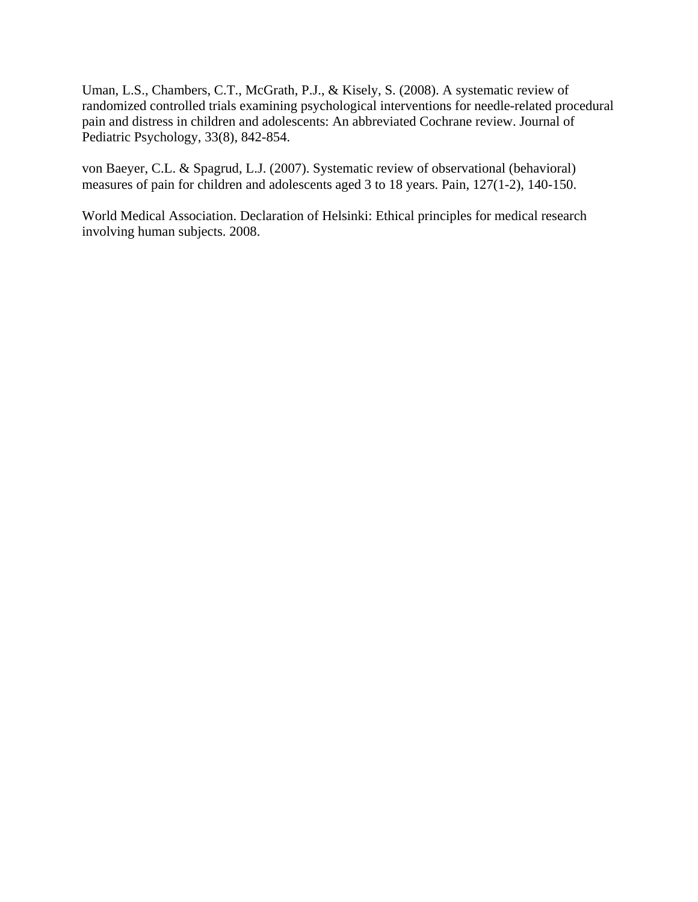Uman, L.S., Chambers, C.T., McGrath, P.J., & Kisely, S. (2008). A systematic review of randomized controlled trials examining psychological interventions for needle-related procedural pain and distress in children and adolescents: An abbreviated Cochrane review. Journal of Pediatric Psychology, 33(8), 842-854.

von Baeyer, C.L. & Spagrud, L.J. (2007). Systematic review of observational (behavioral) measures of pain for children and adolescents aged 3 to 18 years. Pain, 127(1-2), 140-150.

World Medical Association. Declaration of Helsinki: Ethical principles for medical research involving human subjects. 2008.